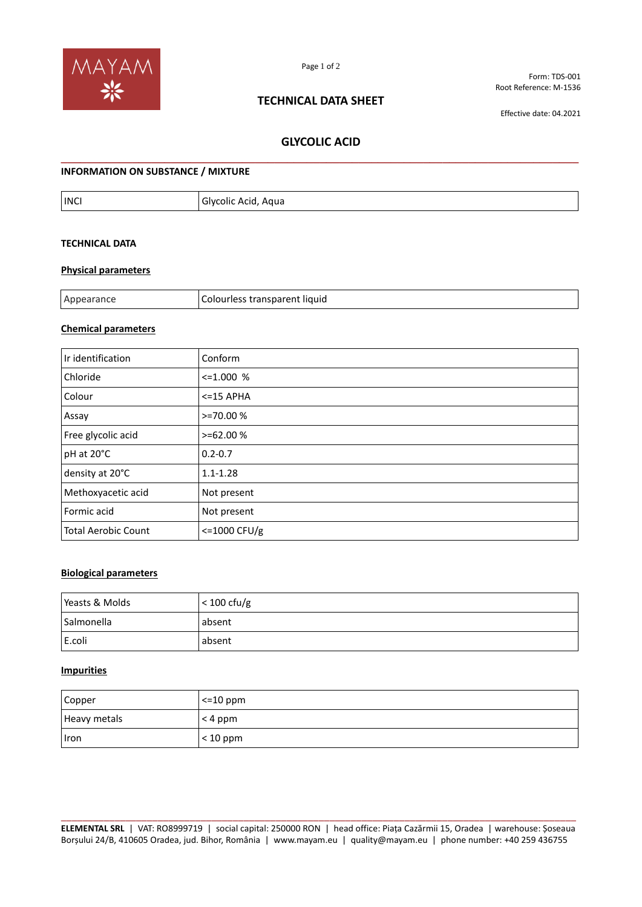Form: TDS-001
Root Reference: M-1536

# TECHNICAL DATA SHEET

Effective date: 04.2021

## GLYCOLIC ACID

### INFORMATION ON SUBSTANCE / MIXTURE

| INCI | Glycolic Acid, Aqua |
|---|---|

### TECHNICAL DATA

**Physical parameters**

| Appearance | Colourless transparent liquid |
|---|---|

**Chemical parameters**

| Ir identification | Conform |
|---|---|
| Chloride | <=1.000 % |
| Colour | <=15 APHA |
| Assay | >=70.00 % |
| Free glycolic acid | >=62.00 % |
| pH at 20°C | 0.2-0.7 |
| density at 20°C | 1.1-1.28 |
| Methoxyacetic acid | Not present |
| Formic acid | Not present |
| Total Aerobic Count | <=1000 CFU/g |

**Biological parameters**

| Yeasts & Molds | < 100 cfu/g |
|---|---|
| Salmonella | absent |
| E.coli | absent |

**Impurities**

| Copper | <=10 ppm |
|---|---|
| Heavy metals | < 4 ppm |
| Iron | < 10 ppm |

**ELEMENTAL SRL** | VAT: RO8999719 | social capital: 250000 RON | head office: Piața Cazărmii 15, Oradea | warehouse: Șoseaua Borșului 24/B, 410605 Oradea, jud. Bihor, România | www.mayam.eu | quality@mayam.eu | phone number: +40 259 436755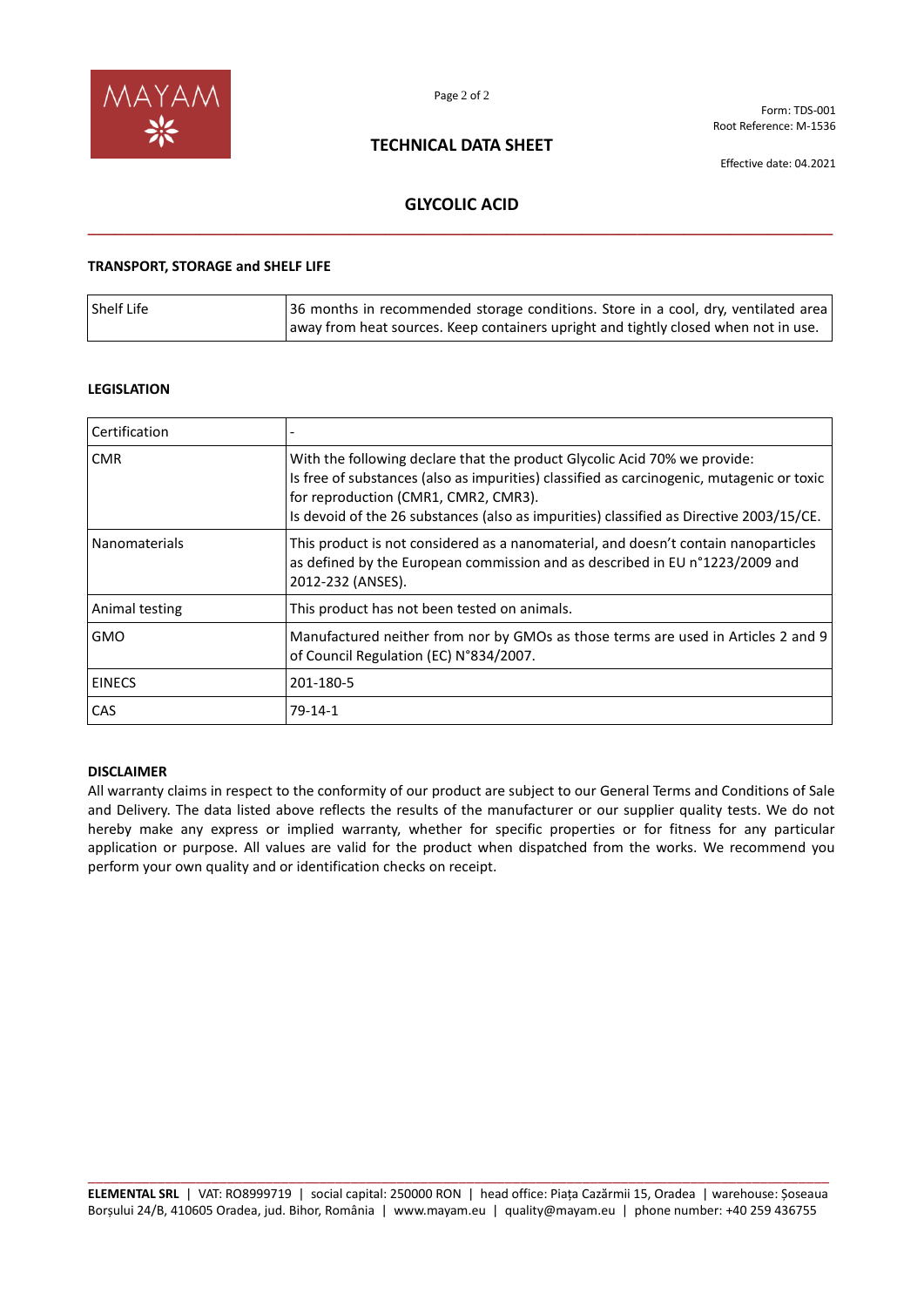**TECHNICAL DATA SHEET**

Form: TDS-001
Root Reference: M-1536

Effective date: 04.2021

## GLYCOLIC ACID

### TRANSPORT, STORAGE and SHELF LIFE

| | |
|---|---|
| Shelf Life | 36 months in recommended storage conditions. Store in a cool, dry, ventilated area away from heat sources. Keep containers upright and tightly closed when not in use. |

### LEGISLATION

| | |
|---|---|
| Certification | - |
| CMR | With the following declare that the product Glycolic Acid 70% we provide: Is free of substances (also as impurities) classified as carcinogenic, mutagenic or toxic for reproduction (CMR1, CMR2, CMR3). Is devoid of the 26 substances (also as impurities) classified as Directive 2003/15/CE. |
| Nanomaterials | This product is not considered as a nanomaterial, and doesn't contain nanoparticles as defined by the European commission and as described in EU n°1223/2009 and 2012-232 (ANSES). |
| Animal testing | This product has not been tested on animals. |
| GMO | Manufactured neither from nor by GMOs as those terms are used in Articles 2 and 9 of Council Regulation (EC) N°834/2007. |
| EINECS | 201-180-5 |
| CAS | 79-14-1 |

### DISCLAIMER

All warranty claims in respect to the conformity of our product are subject to our General Terms and Conditions of Sale and Delivery. The data listed above reflects the results of the manufacturer or our supplier quality tests. We do not hereby make any express or implied warranty, whether for specific properties or for fitness for any particular application or purpose. All values are valid for the product when dispatched from the works. We recommend you perform your own quality and or identification checks on receipt.

**ELEMENTAL SRL** | VAT: RO8999719 | social capital: 250000 RON | head office: Piața Cazărmii 15, Oradea | warehouse: Șoseaua Borșului 24/B, 410605 Oradea, jud. Bihor, România | www.mayam.eu | quality@mayam.eu | phone number: +40 259 436755